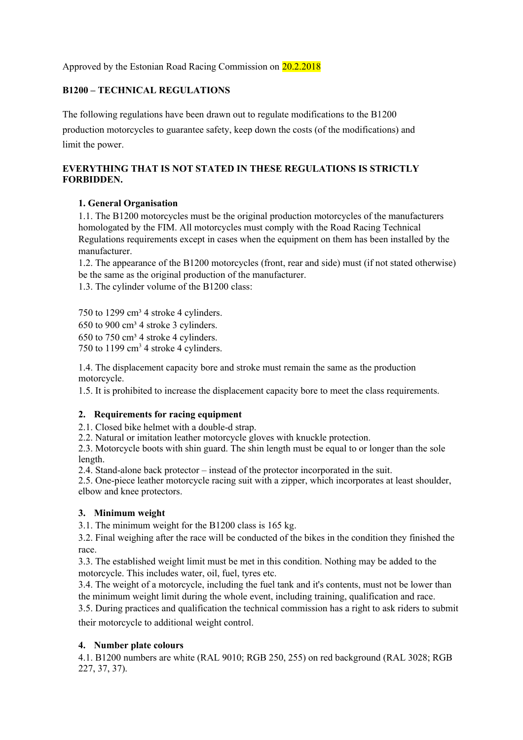Approved by the Estonian Road Racing Commission on 20.2.2018

**B1200 – TECHNICAL REGULATIONS**

The following regulations have been drawn out to regulate modifications to the B1200 production motorcycles to guarantee safety, keep down the costs (of the modifications) and limit the power.

**EVERYTHING THAT IS NOT STATED IN THESE REGULATIONS IS STRICTLY FORBIDDEN.**

**1. General Organisation**

1.1. The B1200 motorcycles must be the original production motorcycles of the manufacturers homologated by the FIM. All motorcycles must comply with the Road Racing Technical Regulations requirements except in cases when the equipment on them has been installed by the manufacturer.

1.2. The appearance of the B1200 motorcycles (front, rear and side) must (if not stated otherwise) be the same as the original production of the manufacturer.

1.3. The cylinder volume of the B1200 class:

750 to 1299 cm³ 4 stroke 4 cylinders.
650 to 900 cm³ 4 stroke 3 cylinders.
650 to 750 cm³ 4 stroke 4 cylinders.
750 to 1199 cm³ 4 stroke 4 cylinders.

1.4. The displacement capacity bore and stroke must remain the same as the production motorcycle.

1.5. It is prohibited to increase the displacement capacity bore to meet the class requirements.

**2. Requirements for racing equipment**

2.1. Closed bike helmet with a double-d strap.

2.2. Natural or imitation leather motorcycle gloves with knuckle protection.

2.3. Motorcycle boots with shin guard. The shin length must be equal to or longer than the sole length.

2.4. Stand-alone back protector – instead of the protector incorporated in the suit.

2.5. One-piece leather motorcycle racing suit with a zipper, which incorporates at least shoulder, elbow and knee protectors.

**3. Minimum weight**

3.1. The minimum weight for the B1200 class is 165 kg.

3.2. Final weighing after the race will be conducted of the bikes in the condition they finished the race.

3.3. The established weight limit must be met in this condition. Nothing may be added to the motorcycle. This includes water, oil, fuel, tyres etc.

3.4. The weight of a motorcycle, including the fuel tank and it's contents, must not be lower than the minimum weight limit during the whole event, including training, qualification and race.

3.5. During practices and qualification the technical commission has a right to ask riders to submit their motorcycle to additional weight control.

**4. Number plate colours**

4.1. B1200 numbers are white (RAL 9010; RGB 250, 255) on red background (RAL 3028; RGB 227, 37, 37).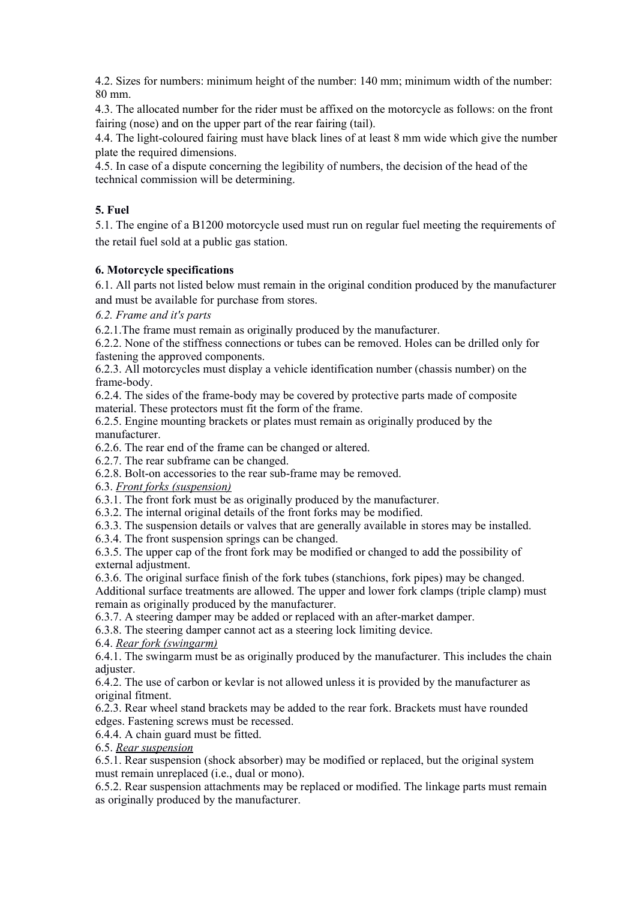4.2. Sizes for numbers: minimum height of the number: 140 mm; minimum width of the number: 80 mm.

4.3. The allocated number for the rider must be affixed on the motorcycle as follows: on the front fairing (nose) and on the upper part of the rear fairing (tail).

4.4. The light-coloured fairing must have black lines of at least 8 mm wide which give the number plate the required dimensions.

4.5. In case of a dispute concerning the legibility of numbers, the decision of the head of the technical commission will be determining.

**5. Fuel**

5.1. The engine of a B1200 motorcycle used must run on regular fuel meeting the requirements of the retail fuel sold at a public gas station.

**6. Motorcycle specifications**

6.1. All parts not listed below must remain in the original condition produced by the manufacturer and must be available for purchase from stores.

*6.2. Frame and it's parts*

6.2.1.The frame must remain as originally produced by the manufacturer.

6.2.2. None of the stiffness connections or tubes can be removed. Holes can be drilled only for fastening the approved components.

6.2.3. All motorcycles must display a vehicle identification number (chassis number) on the frame-body.

6.2.4. The sides of the frame-body may be covered by protective parts made of composite material. These protectors must fit the form of the frame.

6.2.5. Engine mounting brackets or plates must remain as originally produced by the manufacturer.

6.2.6. The rear end of the frame can be changed or altered.

6.2.7. The rear subframe can be changed.

6.2.8. Bolt-on accessories to the rear sub-frame may be removed.

6.3. *Front forks (suspension)*

6.3.1. The front fork must be as originally produced by the manufacturer.

6.3.2. The internal original details of the front forks may be modified.

6.3.3. The suspension details or valves that are generally available in stores may be installed.

6.3.4. The front suspension springs can be changed.

6.3.5. The upper cap of the front fork may be modified or changed to add the possibility of external adjustment.

6.3.6. The original surface finish of the fork tubes (stanchions, fork pipes) may be changed. Additional surface treatments are allowed. The upper and lower fork clamps (triple clamp) must remain as originally produced by the manufacturer.

6.3.7. A steering damper may be added or replaced with an after-market damper.

6.3.8. The steering damper cannot act as a steering lock limiting device.

6.4. *Rear fork (swingarm)*

6.4.1. The swingarm must be as originally produced by the manufacturer. This includes the chain adjuster.

6.4.2. The use of carbon or kevlar is not allowed unless it is provided by the manufacturer as original fitment.

6.2.3. Rear wheel stand brackets may be added to the rear fork. Brackets must have rounded edges. Fastening screws must be recessed.

6.4.4. A chain guard must be fitted.

6.5. *Rear suspension*

6.5.1. Rear suspension (shock absorber) may be modified or replaced, but the original system must remain unreplaced (i.e., dual or mono).

6.5.2. Rear suspension attachments may be replaced or modified. The linkage parts must remain as originally produced by the manufacturer.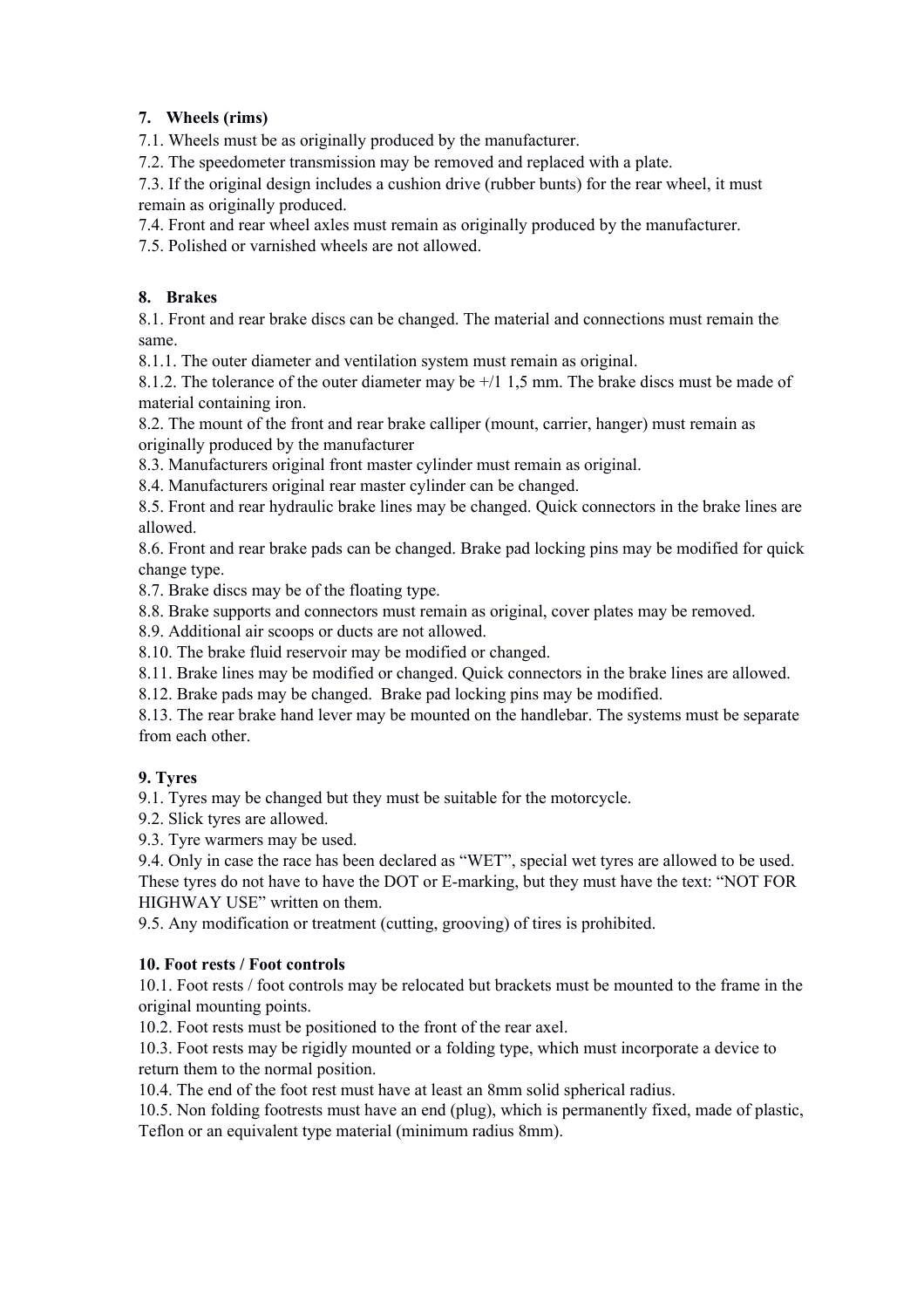## 7. Wheels (rims)

7.1. Wheels must be as originally produced by the manufacturer.

7.2. The speedometer transmission may be removed and replaced with a plate.

7.3. If the original design includes a cushion drive (rubber bunts) for the rear wheel, it must remain as originally produced.

7.4. Front and rear wheel axles must remain as originally produced by the manufacturer.

7.5. Polished or varnished wheels are not allowed.

## 8. Brakes

8.1. Front and rear brake discs can be changed. The material and connections must remain the same.

8.1.1. The outer diameter and ventilation system must remain as original.

8.1.2. The tolerance of the outer diameter may be +/1 1,5 mm. The brake discs must be made of material containing iron.

8.2. The mount of the front and rear brake calliper (mount, carrier, hanger) must remain as originally produced by the manufacturer

8.3. Manufacturers original front master cylinder must remain as original.

8.4. Manufacturers original rear master cylinder can be changed.

8.5. Front and rear hydraulic brake lines may be changed. Quick connectors in the brake lines are allowed.

8.6. Front and rear brake pads can be changed. Brake pad locking pins may be modified for quick change type.

8.7. Brake discs may be of the floating type.

8.8. Brake supports and connectors must remain as original, cover plates may be removed.

8.9. Additional air scoops or ducts are not allowed.

8.10. The brake fluid reservoir may be modified or changed.

8.11. Brake lines may be modified or changed. Quick connectors in the brake lines are allowed.

8.12. Brake pads may be changed. Brake pad locking pins may be modified.

8.13. The rear brake hand lever may be mounted on the handlebar. The systems must be separate from each other.

## 9. Tyres

9.1. Tyres may be changed but they must be suitable for the motorcycle.

9.2. Slick tyres are allowed.

9.3. Tyre warmers may be used.

9.4. Only in case the race has been declared as “WET”, special wet tyres are allowed to be used. These tyres do not have to have the DOT or E-marking, but they must have the text: “NOT FOR HIGHWAY USE” written on them.

9.5. Any modification or treatment (cutting, grooving) of tires is prohibited.

## 10. Foot rests / Foot controls

10.1. Foot rests / foot controls may be relocated but brackets must be mounted to the frame in the original mounting points.

10.2. Foot rests must be positioned to the front of the rear axel.

10.3. Foot rests may be rigidly mounted or a folding type, which must incorporate a device to return them to the normal position.

10.4. The end of the foot rest must have at least an 8mm solid spherical radius.

10.5. Non folding footrests must have an end (plug), which is permanently fixed, made of plastic, Teflon or an equivalent type material (minimum radius 8mm).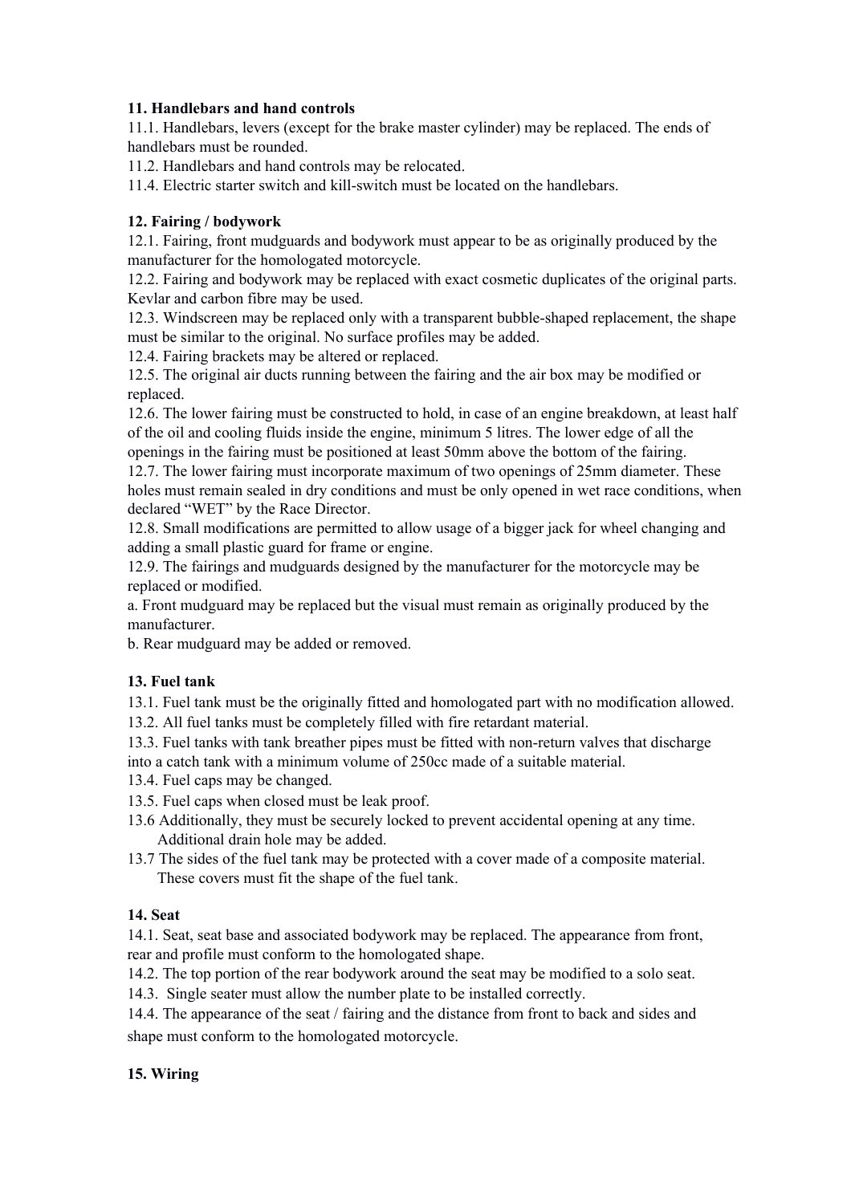**11. Handlebars and hand controls**

11.1. Handlebars, levers (except for the brake master cylinder) may be replaced. The ends of handlebars must be rounded.

11.2. Handlebars and hand controls may be relocated.

11.4. Electric starter switch and kill-switch must be located on the handlebars.

**12. Fairing / bodywork**

12.1. Fairing, front mudguards and bodywork must appear to be as originally produced by the manufacturer for the homologated motorcycle.

12.2. Fairing and bodywork may be replaced with exact cosmetic duplicates of the original parts. Kevlar and carbon fibre may be used.

12.3. Windscreen may be replaced only with a transparent bubble-shaped replacement, the shape must be similar to the original. No surface profiles may be added.

12.4. Fairing brackets may be altered or replaced.

12.5. The original air ducts running between the fairing and the air box may be modified or replaced.

12.6. The lower fairing must be constructed to hold, in case of an engine breakdown, at least half of the oil and cooling fluids inside the engine, minimum 5 litres. The lower edge of all the openings in the fairing must be positioned at least 50mm above the bottom of the fairing.

12.7. The lower fairing must incorporate maximum of two openings of 25mm diameter. These holes must remain sealed in dry conditions and must be only opened in wet race conditions, when declared "WET" by the Race Director.

12.8. Small modifications are permitted to allow usage of a bigger jack for wheel changing and adding a small plastic guard for frame or engine.

12.9. The fairings and mudguards designed by the manufacturer for the motorcycle may be replaced or modified.

a. Front mudguard may be replaced but the visual must remain as originally produced by the manufacturer.

b. Rear mudguard may be added or removed.

**13. Fuel tank**

13.1. Fuel tank must be the originally fitted and homologated part with no modification allowed.

13.2. All fuel tanks must be completely filled with fire retardant material.

13.3. Fuel tanks with tank breather pipes must be fitted with non-return valves that discharge into a catch tank with a minimum volume of 250cc made of a suitable material.

13.4. Fuel caps may be changed.

13.5. Fuel caps when closed must be leak proof.

13.6 Additionally, they must be securely locked to prevent accidental opening at any time. Additional drain hole may be added.

13.7 The sides of the fuel tank may be protected with a cover made of a composite material. These covers must fit the shape of the fuel tank.

**14. Seat**

14.1. Seat, seat base and associated bodywork may be replaced. The appearance from front, rear and profile must conform to the homologated shape.

14.2. The top portion of the rear bodywork around the seat may be modified to a solo seat.

14.3. Single seater must allow the number plate to be installed correctly.

14.4. The appearance of the seat / fairing and the distance from front to back and sides and shape must conform to the homologated motorcycle.

**15. Wiring**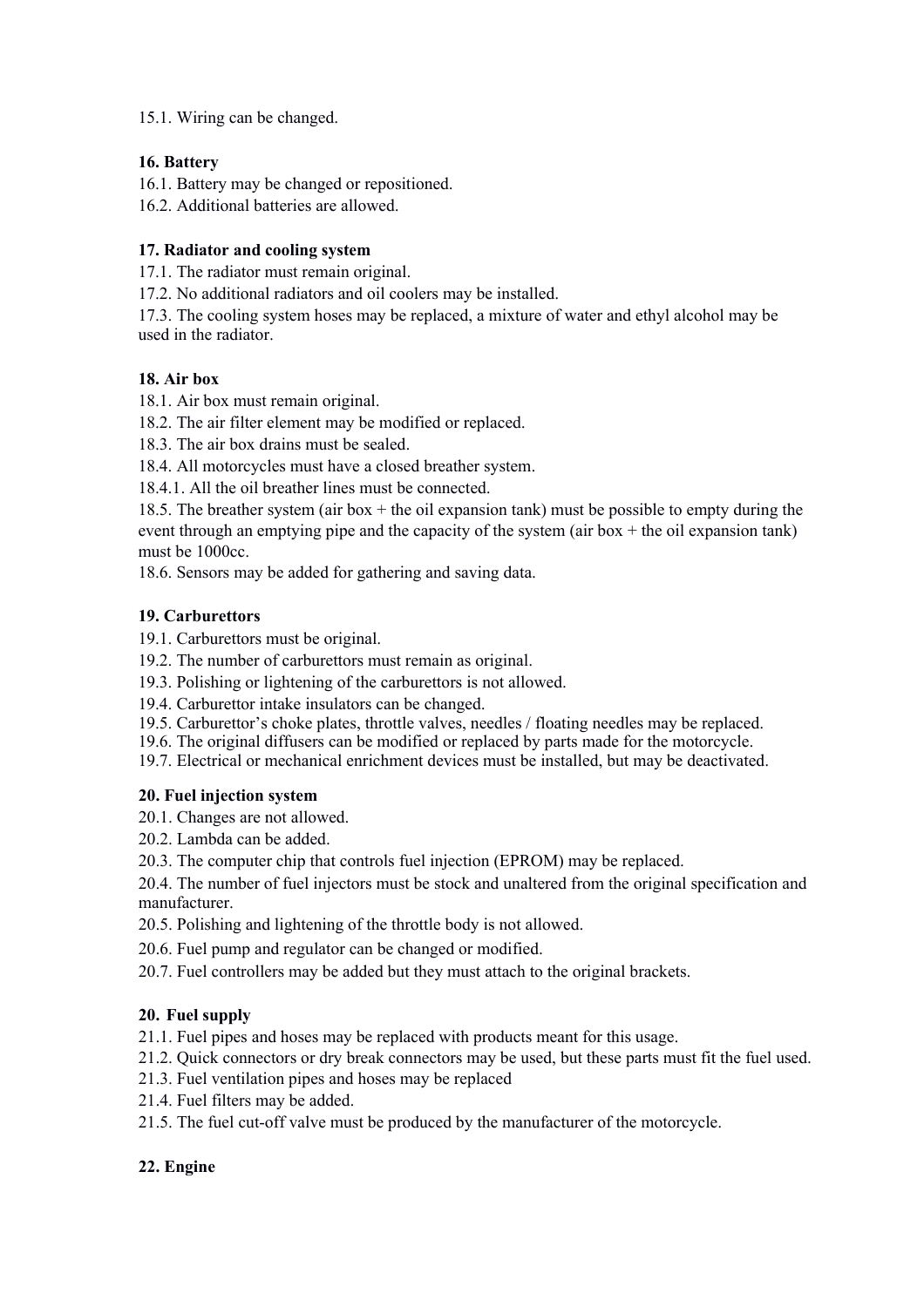15.1. Wiring can be changed.

**16. Battery**

16.1. Battery may be changed or repositioned.

16.2. Additional batteries are allowed.

**17. Radiator and cooling system**

17.1. The radiator must remain original.

17.2. No additional radiators and oil coolers may be installed.

17.3. The cooling system hoses may be replaced, a mixture of water and ethyl alcohol may be used in the radiator.

**18. Air box**

18.1. Air box must remain original.

18.2. The air filter element may be modified or replaced.

18.3. The air box drains must be sealed.

18.4. All motorcycles must have a closed breather system.

18.4.1. All the oil breather lines must be connected.

18.5. The breather system (air box + the oil expansion tank) must be possible to empty during the event through an emptying pipe and the capacity of the system (air box + the oil expansion tank) must be 1000cc.

18.6. Sensors may be added for gathering and saving data.

**19. Carburettors**

19.1. Carburettors must be original.

19.2. The number of carburettors must remain as original.

19.3. Polishing or lightening of the carburettors is not allowed.

19.4. Carburettor intake insulators can be changed.

19.5. Carburettor's choke plates, throttle valves, needles / floating needles may be replaced.

19.6. The original diffusers can be modified or replaced by parts made for the motorcycle.

19.7. Electrical or mechanical enrichment devices must be installed, but may be deactivated.

**20. Fuel injection system**

20.1. Changes are not allowed.

20.2. Lambda can be added.

20.3. The computer chip that controls fuel injection (EPROM) may be replaced.

20.4. The number of fuel injectors must be stock and unaltered from the original specification and manufacturer.

20.5. Polishing and lightening of the throttle body is not allowed.

20.6. Fuel pump and regulator can be changed or modified.

20.7. Fuel controllers may be added but they must attach to the original brackets.

**20. Fuel supply**

21.1. Fuel pipes and hoses may be replaced with products meant for this usage.

21.2. Quick connectors or dry break connectors may be used, but these parts must fit the fuel used.

21.3. Fuel ventilation pipes and hoses may be replaced

21.4. Fuel filters may be added.

21.5. The fuel cut-off valve must be produced by the manufacturer of the motorcycle.

**22. Engine**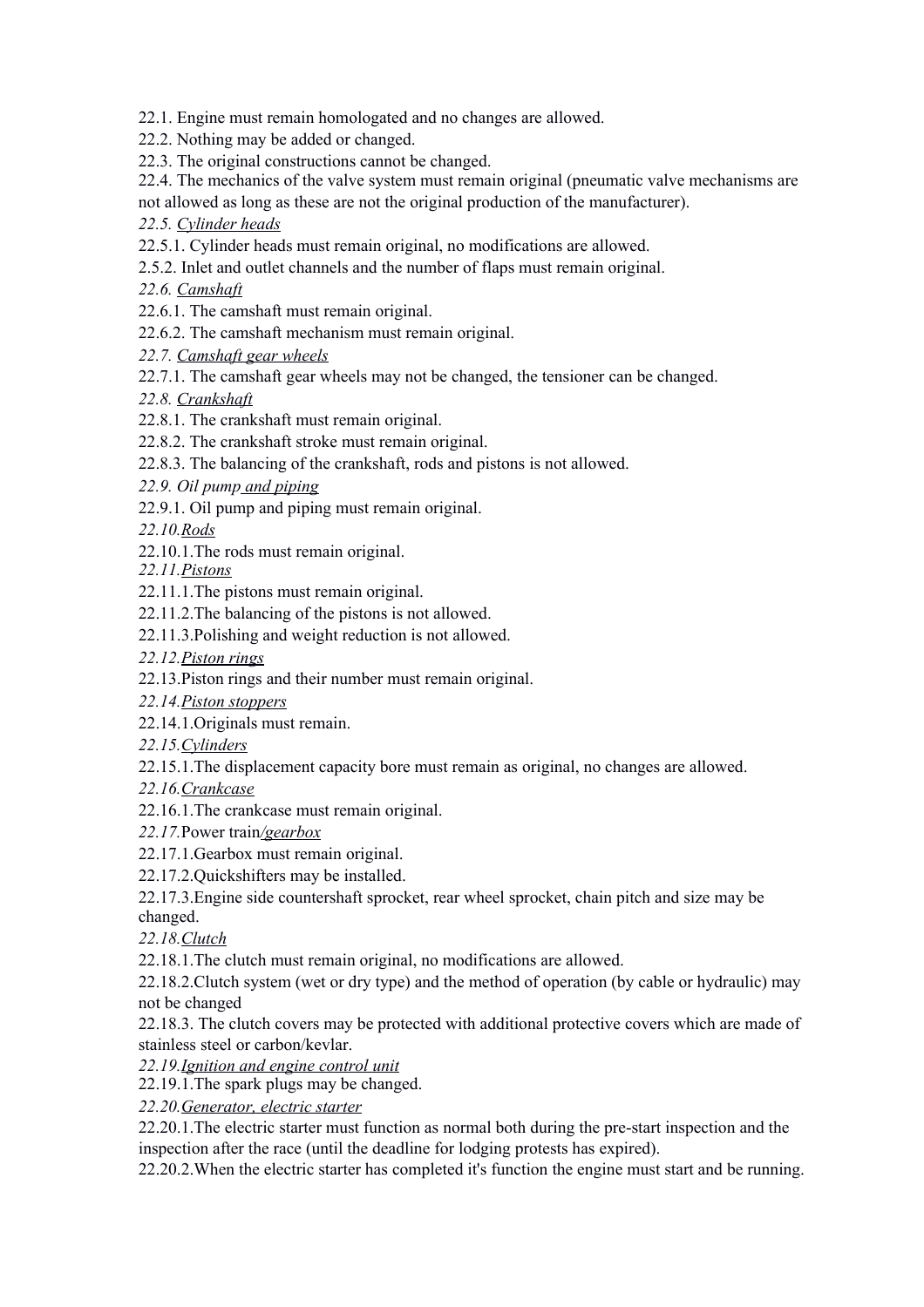22.1. Engine must remain homologated and no changes are allowed.

22.2. Nothing may be added or changed.

22.3. The original constructions cannot be changed.

22.4. The mechanics of the valve system must remain original (pneumatic valve mechanisms are not allowed as long as these are not the original production of the manufacturer).

*22.5. <u>Cylinder heads</u>*

22.5.1. Cylinder heads must remain original, no modifications are allowed.

2.5.2. Inlet and outlet channels and the number of flaps must remain original.

*22.6. <u>Camshaft</u>*

22.6.1. The camshaft must remain original.

22.6.2. The camshaft mechanism must remain original.

*22.7. <u>Camshaft gear wheels</u>*

22.7.1. The camshaft gear wheels may not be changed, the tensioner can be changed.

*22.8. <u>Crankshaft</u>*

22.8.1. The crankshaft must remain original.

22.8.2. The crankshaft stroke must remain original.

22.8.3. The balancing of the crankshaft, rods and pistons is not allowed.

*22.9. Oil pump <u>and piping</u>*

22.9.1. Oil pump and piping must remain original.

*22.10.<u>Rods</u>*

22.10.1.The rods must remain original.

*22.11.<u>Pistons</u>*

22.11.1.The pistons must remain original.

22.11.2.The balancing of the pistons is not allowed.

22.11.3.Polishing and weight reduction is not allowed.

*22.12.<u>Piston rings</u>*

22.13.Piston rings and their number must remain original.

*22.14.<u>Piston stoppers</u>*

22.14.1.Originals must remain.

*22.15.<u>Cylinders</u>*

22.15.1.The displacement capacity bore must remain as original, no changes are allowed.

*22.16.<u>Crankcase</u>*

22.16.1.The crankcase must remain original.

*22.17.*Power train*<u>/gearbox</u>*

22.17.1.Gearbox must remain original.

22.17.2.Quickshifters may be installed.

22.17.3.Engine side countershaft sprocket, rear wheel sprocket, chain pitch and size may be changed.

*22.18.<u>Clutch</u>*

22.18.1.The clutch must remain original, no modifications are allowed.

22.18.2.Clutch system (wet or dry type) and the method of operation (by cable or hydraulic) may not be changed

22.18.3. The clutch covers may be protected with additional protective covers which are made of stainless steel or carbon/kevlar.

*22.19.<u>Ignition and engine control unit</u>*

22.19.1.The spark plugs may be changed.

*22.20.<u>Generator, electric starter</u>*

22.20.1.The electric starter must function as normal both during the pre-start inspection and the inspection after the race (until the deadline for lodging protests has expired).

22.20.2.When the electric starter has completed it's function the engine must start and be running.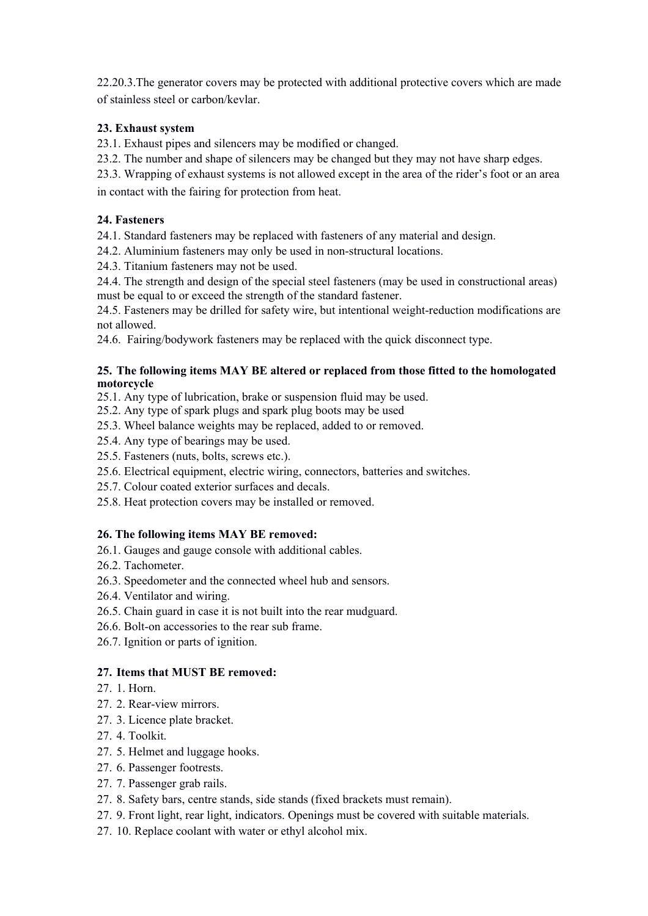22.20.3.The generator covers may be protected with additional protective covers which are made of stainless steel or carbon/kevlar.

**23. Exhaust system**

23.1. Exhaust pipes and silencers may be modified or changed.

23.2. The number and shape of silencers may be changed but they may not have sharp edges.

23.3. Wrapping of exhaust systems is not allowed except in the area of the rider's foot or an area in contact with the fairing for protection from heat.

**24. Fasteners**

24.1. Standard fasteners may be replaced with fasteners of any material and design.

24.2. Aluminium fasteners may only be used in non-structural locations.

24.3. Titanium fasteners may not be used.

24.4. The strength and design of the special steel fasteners (may be used in constructional areas) must be equal to or exceed the strength of the standard fastener.

24.5. Fasteners may be drilled for safety wire, but intentional weight-reduction modifications are not allowed.

24.6. Fairing/bodywork fasteners may be replaced with the quick disconnect type.

**25. The following items MAY BE altered or replaced from those fitted to the homologated motorcycle**

25.1. Any type of lubrication, brake or suspension fluid may be used.

25.2. Any type of spark plugs and spark plug boots may be used

25.3. Wheel balance weights may be replaced, added to or removed.

25.4. Any type of bearings may be used.

25.5. Fasteners (nuts, bolts, screws etc.).

25.6. Electrical equipment, electric wiring, connectors, batteries and switches.

25.7. Colour coated exterior surfaces and decals.

25.8. Heat protection covers may be installed or removed.

**26. The following items MAY BE removed:**

26.1. Gauges and gauge console with additional cables.

26.2. Tachometer.

26.3. Speedometer and the connected wheel hub and sensors.

26.4. Ventilator and wiring.

26.5. Chain guard in case it is not built into the rear mudguard.

26.6. Bolt-on accessories to the rear sub frame.

26.7. Ignition or parts of ignition.

**27. Items that MUST BE removed:**

27. 1. Horn.

27. 2. Rear-view mirrors.

27. 3. Licence plate bracket.

27. 4. Toolkit.

27. 5. Helmet and luggage hooks.

27. 6. Passenger footrests.

27. 7. Passenger grab rails.

27. 8. Safety bars, centre stands, side stands (fixed brackets must remain).

27. 9. Front light, rear light, indicators. Openings must be covered with suitable materials.

27. 10. Replace coolant with water or ethyl alcohol mix.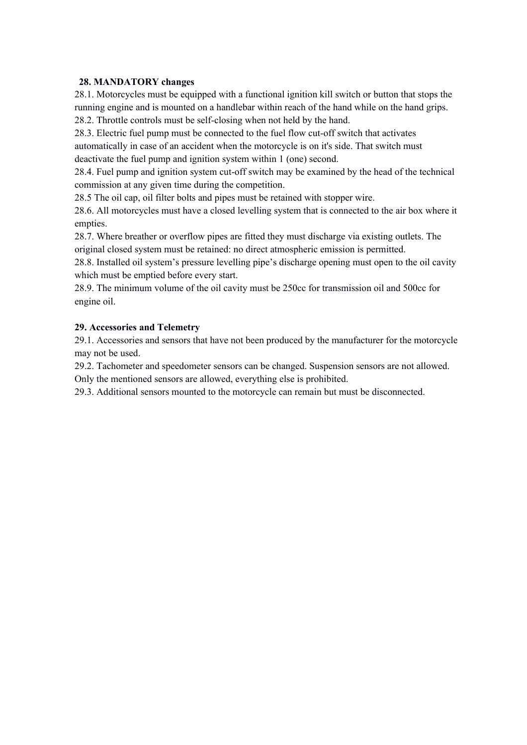## 28. MANDATORY changes

28.1. Motorcycles must be equipped with a functional ignition kill switch or button that stops the running engine and is mounted on a handlebar within reach of the hand while on the hand grips.
28.2. Throttle controls must be self-closing when not held by the hand.
28.3. Electric fuel pump must be connected to the fuel flow cut-off switch that activates automatically in case of an accident when the motorcycle is on it's side. That switch must deactivate the fuel pump and ignition system within 1 (one) second.
28.4. Fuel pump and ignition system cut-off switch may be examined by the head of the technical commission at any given time during the competition.
28.5 The oil cap, oil filter bolts and pipes must be retained with stopper wire.
28.6. All motorcycles must have a closed levelling system that is connected to the air box where it empties.
28.7. Where breather or overflow pipes are fitted they must discharge via existing outlets. The original closed system must be retained: no direct atmospheric emission is permitted.
28.8. Installed oil system's pressure levelling pipe's discharge opening must open to the oil cavity which must be emptied before every start.
28.9. The minimum volume of the oil cavity must be 250cc for transmission oil and 500cc for engine oil.

## 29. Accessories and Telemetry

29.1. Accessories and sensors that have not been produced by the manufacturer for the motorcycle may not be used.
29.2. Tachometer and speedometer sensors can be changed. Suspension sensors are not allowed. Only the mentioned sensors are allowed, everything else is prohibited.
29.3. Additional sensors mounted to the motorcycle can remain but must be disconnected.